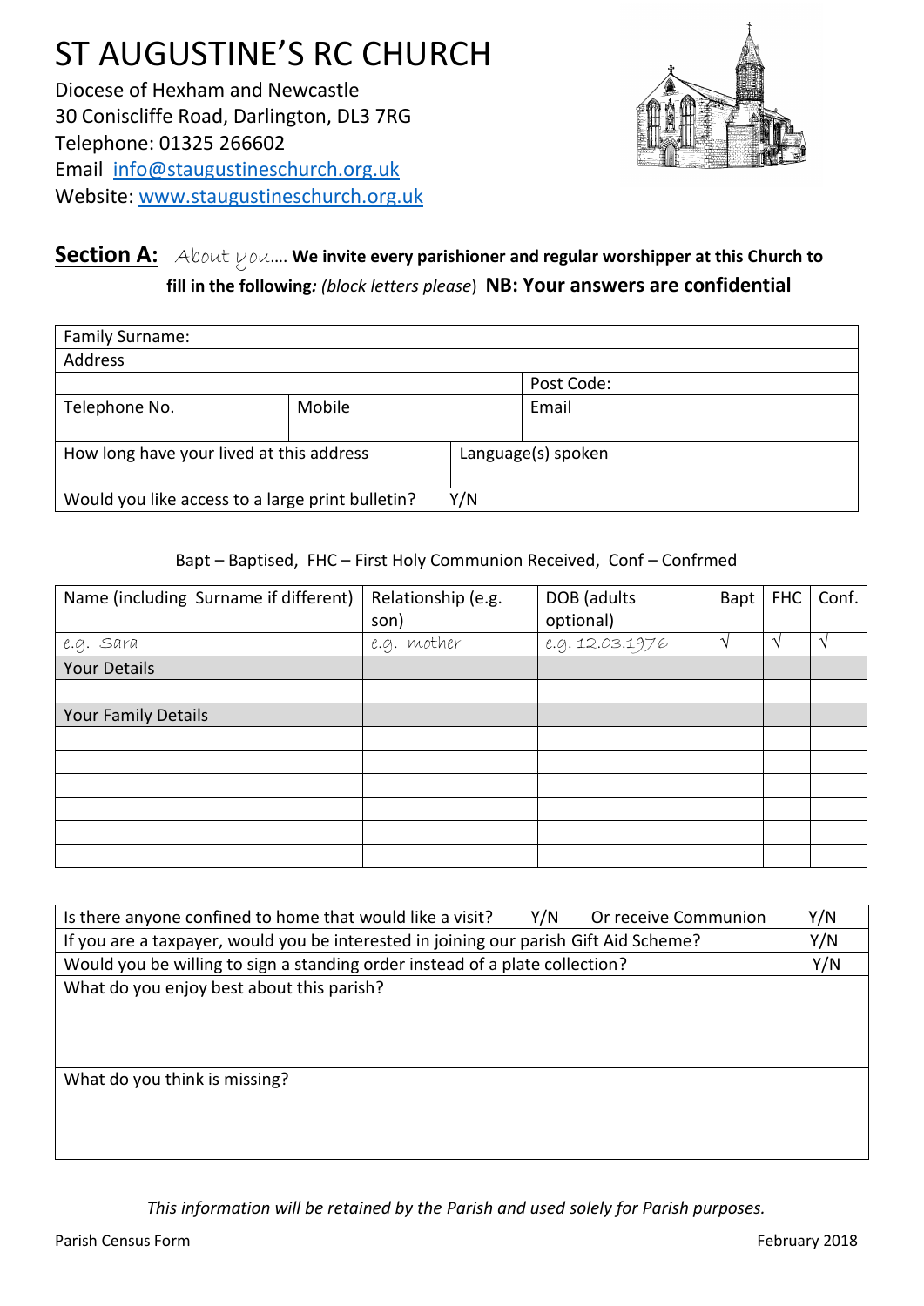# ST AUGUSTINE'S RC CHURCH

Diocese of Hexham and Newcastle
30 Coniscliffe Road, Darlington, DL3 7RG
Telephone: 01325 266602
Email info@staugustineschurch.org.uk
Website: www.staugustineschurch.org.uk

## Section A: *About you….* **We invite every parishioner and regular worshipper at this Church to fill in the following:** *(block letters please)* **NB: Your answers are confidential**

| Family Surname: | | | |
|---|---|---|---|
| Address | | | |
| | | | Post Code: |
| Telephone No. | Mobile | | Email |
| How long have your lived at this address | | Language(s) spoken | |
| Would you like access to a large print bulletin? Y/N | | | |

Bapt – Baptised, FHC – First Holy Communion Received, Conf – Confrmed

| Name (including Surname if different) | Relationship (e.g. son) | DOB (adults optional) | Bapt | FHC | Conf. |
|---|---|---|---|---|---|
| *e.g. Sara* | *e.g. mother* | *e.g. 12.03.1976* | √ | √ | √ |
| Your Details | | | | | |
| | | | | | |
| Your Family Details | | | | | |
| | | | | | |
| | | | | | |
| | | | | | |
| | | | | | |
| | | | | | |
| | | | | | |

| Is there anyone confined to home that would like a visit? Y/N | Or receive Communion Y/N |
|---|---|
| If you are a taxpayer, would you be interested in joining our parish Gift Aid Scheme? Y/N | |
| Would you be willing to sign a standing order instead of a plate collection? Y/N | |
| What do you enjoy best about this parish? | |
| What do you think is missing? | |

*This information will be retained by the Parish and used solely for Parish purposes.*

Parish Census Form February 2018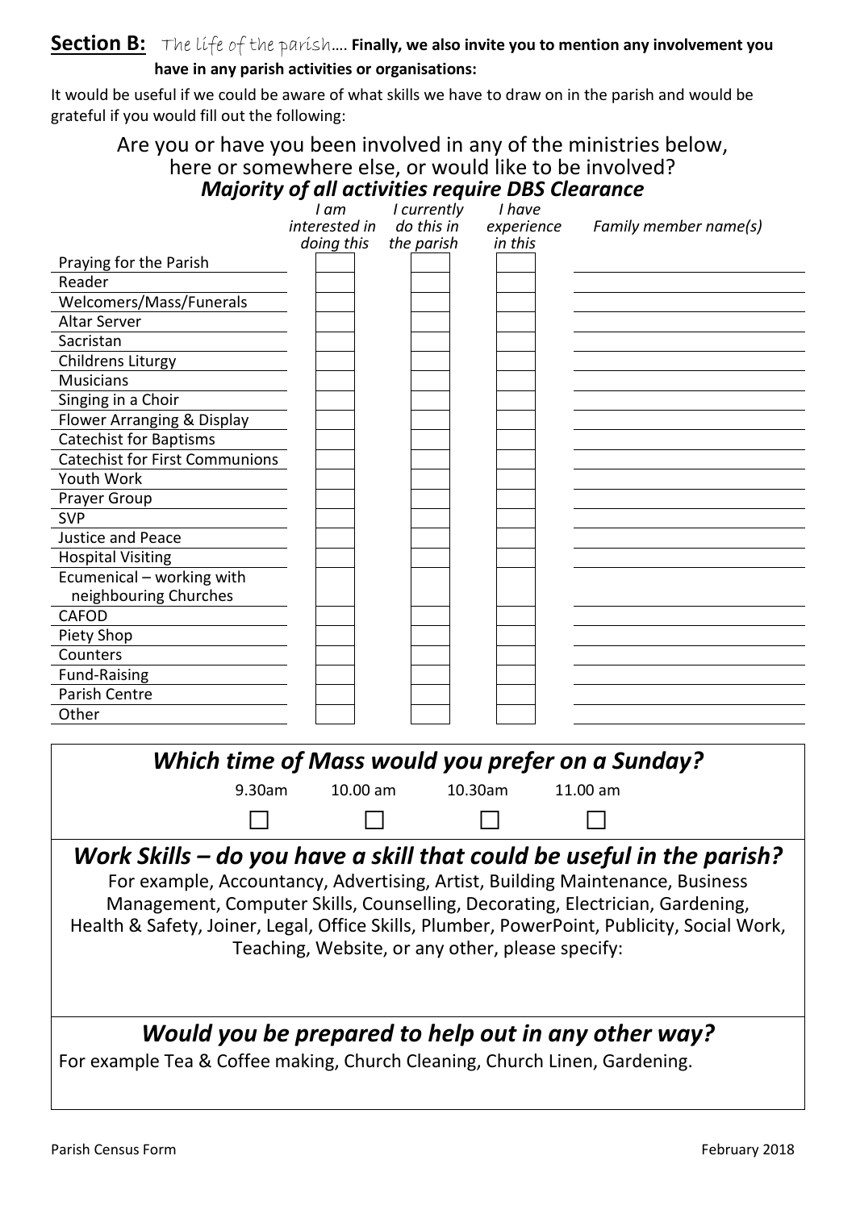**Section B:** The life of the parish…. **Finally, we also invite you to mention any involvement you have in any parish activities or organisations:**

It would be useful if we could be aware of what skills we have to draw on in the parish and would be grateful if you would fill out the following:

## Are you or have you been involved in any of the ministries below, here or somewhere else, or would like to be involved?

### *Majority of all activities require DBS Clearance*

| | *I am interested in doing this* | *I currently do this in the parish* | *I have experience in this* | *Family member name(s)* |
|---|---|---|---|---|
| Praying for the Parish | | | | |
| Reader | | | | |
| Welcomers/Mass/Funerals | | | | |
| Altar Server | | | | |
| Sacristan | | | | |
| Childrens Liturgy | | | | |
| Musicians | | | | |
| Singing in a Choir | | | | |
| Flower Arranging & Display | | | | |
| Catechist for Baptisms | | | | |
| Catechist for First Communions | | | | |
| Youth Work | | | | |
| Prayer Group | | | | |
| SVP | | | | |
| Justice and Peace | | | | |
| Hospital Visiting | | | | |
| Ecumenical – working with neighbouring Churches | | | | |
| CAFOD | | | | |
| Piety Shop | | | | |
| Counters | | | | |
| Fund-Raising | | | | |
| Parish Centre | | | | |
| Other | | | | |

## *Which time of Mass would you prefer on a Sunday?*

9.30am ☐ 10.00 am ☐ 10.30am ☐ 11.00 am ☐

## *Work Skills – do you have a skill that could be useful in the parish?*

For example, Accountancy, Advertising, Artist, Building Maintenance, Business Management, Computer Skills, Counselling, Decorating, Electrician, Gardening, Health & Safety, Joiner, Legal, Office Skills, Plumber, PowerPoint, Publicity, Social Work, Teaching, Website, or any other, please specify:

## *Would you be prepared to help out in any other way?*

For example Tea & Coffee making, Church Cleaning, Church Linen, Gardening.